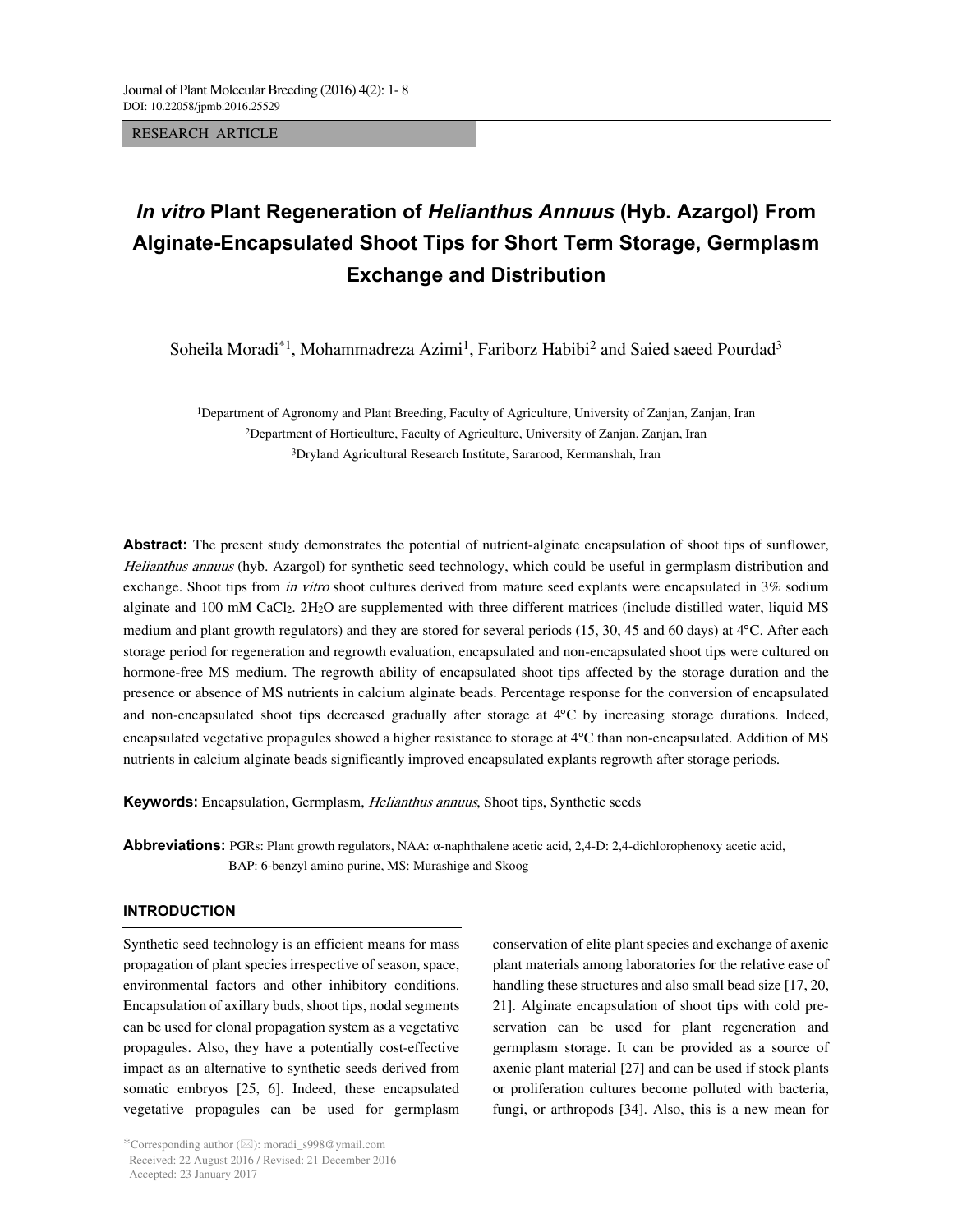RESEARCH ARTICLE

# *In vitro* Plant Regeneration of *Helianthus Annuus* (Hyb. Azargol) From Alginate-Encapsulated Shoot Tips for Short Term Storage, Germplasm Exchange and Distribution

Soheila Moradi[*1], Mohammadreza Azimi[1], Fariborz Habibi[2] and Saied saeed Pourdad[3]

[1]Department of Agronomy and Plant Breeding, Faculty of Agriculture, University of Zanjan, Zanjan, Iran
[2]Department of Horticulture, Faculty of Agriculture, University of Zanjan, Zanjan, Iran
[3]Dryland Agricultural Research Institute, Sararood, Kermanshah, Iran

**Abstract:** The present study demonstrates the potential of nutrient-alginate encapsulation of shoot tips of sunflower, *Helianthus annuus* (hyb. Azargol) for synthetic seed technology, which could be useful in germplasm distribution and exchange. Shoot tips from *in vitro* shoot cultures derived from mature seed explants were encapsulated in 3% sodium alginate and 100 mM $CaCl_2 \cdot 2H_2O$ are supplemented with three different matrices (include distilled water, liquid MS medium and plant growth regulators) and they are stored for several periods (15, 30, 45 and 60 days) at 4°C. After each storage period for regeneration and regrowth evaluation, encapsulated and non-encapsulated shoot tips were cultured on hormone-free MS medium. The regrowth ability of encapsulated shoot tips affected by the storage duration and the presence or absence of MS nutrients in calcium alginate beads. Percentage response for the conversion of encapsulated and non-encapsulated shoot tips decreased gradually after storage at 4°C by increasing storage durations. Indeed, encapsulated vegetative propagules showed a higher resistance to storage at 4°C than non-encapsulated. Addition of MS nutrients in calcium alginate beads significantly improved encapsulated explants regrowth after storage periods.

**Keywords:** Encapsulation, Germplasm, *Helianthus annuus*, Shoot tips, Synthetic seeds

**Abbreviations:** PGRs: Plant growth regulators, NAA: α-naphthalene acetic acid, 2,4-D: 2,4-dichlorophenoxy acetic acid, BAP: 6-benzyl amino purine, MS: Murashige and Skoog

## INTRODUCTION

Synthetic seed technology is an efficient means for mass propagation of plant species irrespective of season, space, environmental factors and other inhibitory conditions. Encapsulation of axillary buds, shoot tips, nodal segments can be used for clonal propagation system as a vegetative propagules. Also, they have a potentially cost-effective impact as an alternative to synthetic seeds derived from somatic embryos [25, 6]. Indeed, these encapsulated vegetative propagules can be used for germplasm conservation of elite plant species and exchange of axenic plant materials among laboratories for the relative ease of handling these structures and also small bead size [17, 20, 21]. Alginate encapsulation of shoot tips with cold pre-servation can be used for plant regeneration and germplasm storage. It can be provided as a source of axenic plant material [27] and can be used if stock plants or proliferation cultures become polluted with bacteria, fungi, or arthropods [34]. Also, this is a new mean for

*Corresponding author (✉): moradi_s998@ymail.com
Received: 22 August 2016 / Revised: 21 December 2016
Accepted: 23 January 2017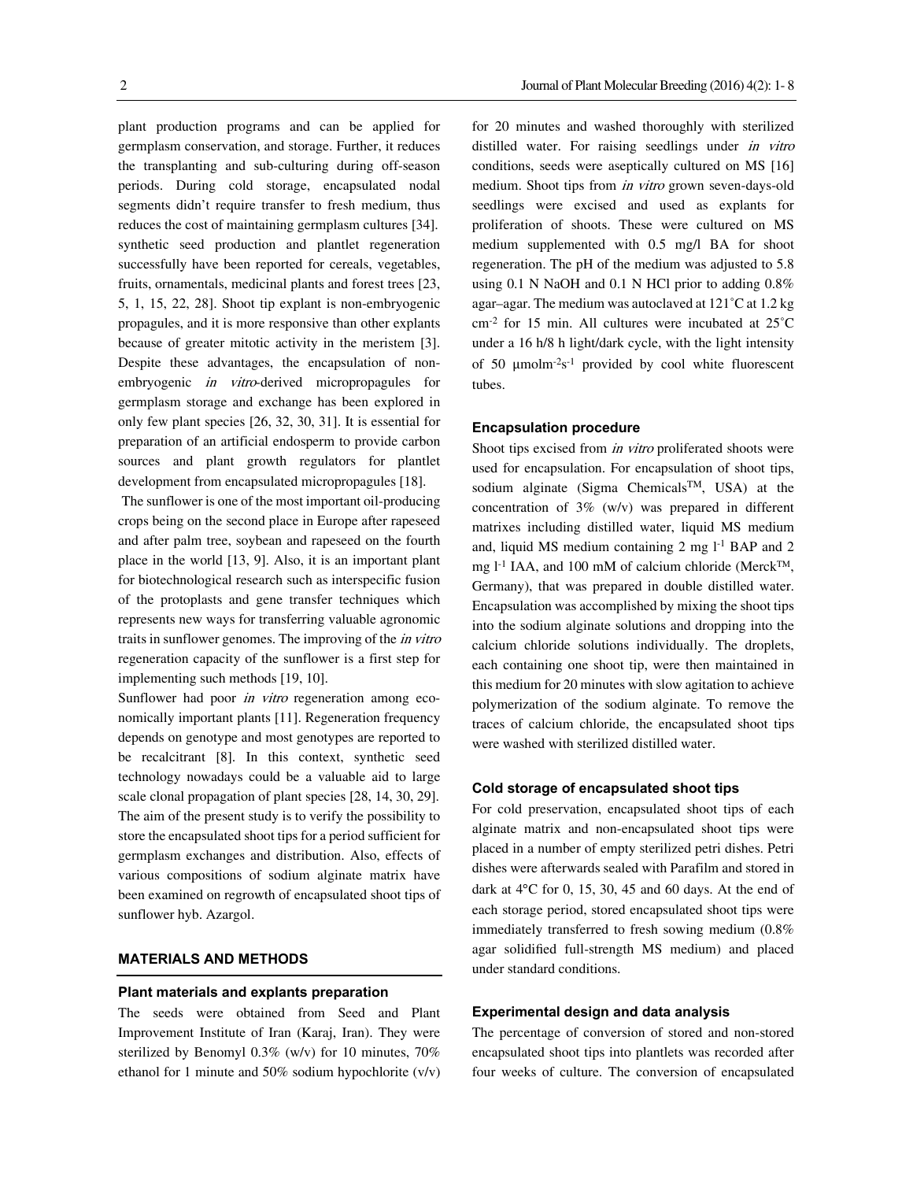plant production programs and can be applied for germplasm conservation, and storage. Further, it reduces the transplanting and sub-culturing during off-season periods. During cold storage, encapsulated nodal segments didn't require transfer to fresh medium, thus reduces the cost of maintaining germplasm cultures [34]. synthetic seed production and plantlet regeneration successfully have been reported for cereals, vegetables, fruits, ornamentals, medicinal plants and forest trees [23, 5, 1, 15, 22, 28]. Shoot tip explant is non-embryogenic propagules, and it is more responsive than other explants because of greater mitotic activity in the meristem [3]. Despite these advantages, the encapsulation of non-embryogenic *in vitro*-derived micropropagules for germplasm storage and exchange has been explored in only few plant species [26, 32, 30, 31]. It is essential for preparation of an artificial endosperm to provide carbon sources and plant growth regulators for plantlet development from encapsulated micropropagules [18].

The sunflower is one of the most important oil-producing crops being on the second place in Europe after rapeseed and after palm tree, soybean and rapeseed on the fourth place in the world [13, 9]. Also, it is an important plant for biotechnological research such as interspecific fusion of the protoplasts and gene transfer techniques which represents new ways for transferring valuable agronomic traits in sunflower genomes. The improving of the *in vitro* regeneration capacity of the sunflower is a first step for implementing such methods [19, 10].

Sunflower had poor *in vitro* regeneration among economically important plants [11]. Regeneration frequency depends on genotype and most genotypes are reported to be recalcitrant [8]. In this context, synthetic seed technology nowadays could be a valuable aid to large scale clonal propagation of plant species [28, 14, 30, 29]. The aim of the present study is to verify the possibility to store the encapsulated shoot tips for a period sufficient for germplasm exchanges and distribution. Also, effects of various compositions of sodium alginate matrix have been examined on regrowth of encapsulated shoot tips of sunflower hyb. Azargol.

## MATERIALS AND METHODS

### Plant materials and explants preparation

The seeds were obtained from Seed and Plant Improvement Institute of Iran (Karaj, Iran). They were sterilized by Benomyl 0.3% (w/v) for 10 minutes, 70% ethanol for 1 minute and 50% sodium hypochlorite (v/v) for 20 minutes and washed thoroughly with sterilized distilled water. For raising seedlings under *in vitro* conditions, seeds were aseptically cultured on MS [16] medium. Shoot tips from *in vitro* grown seven-days-old seedlings were excised and used as explants for proliferation of shoots. These were cultured on MS medium supplemented with 0.5 mg/l BA for shoot regeneration. The pH of the medium was adjusted to 5.8 using 0.1 N NaOH and 0.1 N HCl prior to adding 0.8% agar–agar. The medium was autoclaved at 121˚C at 1.2 kg $cm^{-2}$ for 15 min. All cultures were incubated at 25˚C under a 16 h/8 h light/dark cycle, with the light intensity of 50 $\mu molm^{-2}s^{-1}$ provided by cool white fluorescent tubes.

### Encapsulation procedure

Shoot tips excised from *in vitro* proliferated shoots were used for encapsulation. For encapsulation of shoot tips, sodium alginate (Sigma Chemicals™, USA) at the concentration of 3% (w/v) was prepared in different matrixes including distilled water, liquid MS medium and, liquid MS medium containing 2 mg $l^{-1}$ BAP and 2 mg $l^{-1}$ IAA, and 100 mM of calcium chloride (Merck™, Germany), that was prepared in double distilled water. Encapsulation was accomplished by mixing the shoot tips into the sodium alginate solutions and dropping into the calcium chloride solutions individually. The droplets, each containing one shoot tip, were then maintained in this medium for 20 minutes with slow agitation to achieve polymerization of the sodium alginate. To remove the traces of calcium chloride, the encapsulated shoot tips were washed with sterilized distilled water.

### Cold storage of encapsulated shoot tips

For cold preservation, encapsulated shoot tips of each alginate matrix and non-encapsulated shoot tips were placed in a number of empty sterilized petri dishes. Petri dishes were afterwards sealed with Parafilm and stored in dark at 4°C for 0, 15, 30, 45 and 60 days. At the end of each storage period, stored encapsulated shoot tips were immediately transferred to fresh sowing medium (0.8% agar solidified full-strength MS medium) and placed under standard conditions.

### Experimental design and data analysis

The percentage of conversion of stored and non-stored encapsulated shoot tips into plantlets was recorded after four weeks of culture. The conversion of encapsulated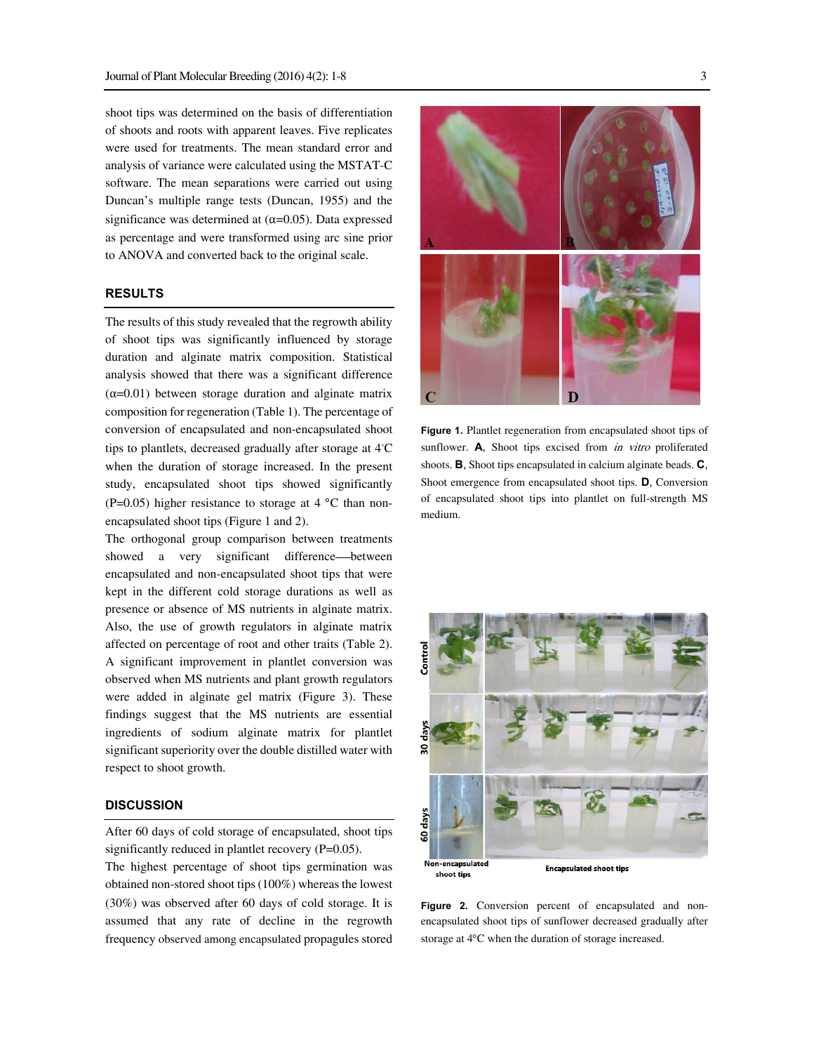shoot tips was determined on the basis of differentiation of shoots and roots with apparent leaves. Five replicates were used for treatments. The mean standard error and analysis of variance were calculated using the MSTAT-C software. The mean separations were carried out using Duncan's multiple range tests (Duncan, 1955) and the significance was determined at ($\alpha$=0.05). Data expressed as percentage and were transformed using arc sine prior to ANOVA and converted back to the original scale.

## RESULTS

The results of this study revealed that the regrowth ability of shoot tips was significantly influenced by storage duration and alginate matrix composition. Statistical analysis showed that there was a significant difference ($\alpha$=0.01) between storage duration and alginate matrix composition for regeneration (Table 1). The percentage of conversion of encapsulated and non-encapsulated shoot tips to plantlets, decreased gradually after storage at 4°C when the duration of storage increased. In the present study, encapsulated shoot tips showed significantly (P=0.05) higher resistance to storage at 4 °C than non-encapsulated shoot tips (Figure 1 and 2).

The orthogonal group comparison between treatments showed a very significant difference—between encapsulated and non-encapsulated shoot tips that were kept in the different cold storage durations as well as presence or absence of MS nutrients in alginate matrix. Also, the use of growth regulators in alginate matrix affected on percentage of root and other traits (Table 2). A significant improvement in plantlet conversion was observed when MS nutrients and plant growth regulators were added in alginate gel matrix (Figure 3). These findings suggest that the MS nutrients are essential ingredients of sodium alginate matrix for plantlet significant superiority over the double distilled water with respect to shoot growth.

**Figure 1.** Plantlet regeneration from encapsulated shoot tips of sunflower. **A**, Shoot tips excised from *in vitro* proliferated shoots. **B**, Shoot tips encapsulated in calcium alginate beads. **C**, Shoot emergence from encapsulated shoot tips. **D**, Conversion of encapsulated shoot tips into plantlet on full-strength MS medium.

**Figure 2.** Conversion percent of encapsulated and non-encapsulated shoot tips of sunflower decreased gradually after storage at 4°C when the duration of storage increased.

## DISCUSSION

After 60 days of cold storage of encapsulated, shoot tips significantly reduced in plantlet recovery (P=0.05).

The highest percentage of shoot tips germination was obtained non-stored shoot tips (100%) whereas the lowest (30%) was observed after 60 days of cold storage. It is assumed that any rate of decline in the regrowth frequency observed among encapsulated propagules stored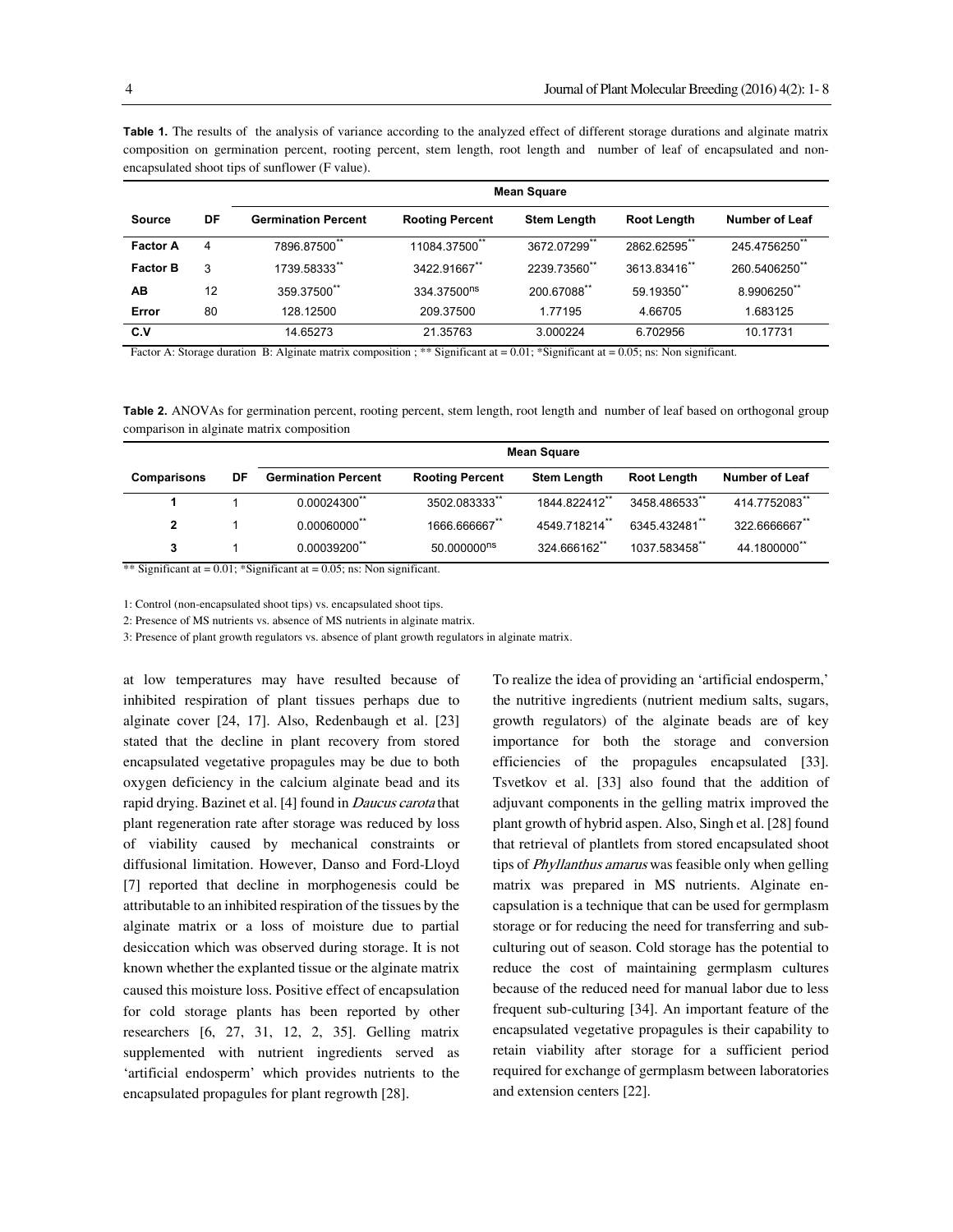**Table 1.** The results of the analysis of variance according to the analyzed effect of different storage durations and alginate matrix composition on germination percent, rooting percent, stem length, root length and number of leaf of encapsulated and non-encapsulated shoot tips of sunflower (F value).

| Source | DF | Mean Square | | | | |
|---|---|---|---|---|---|---|
| | | Germination Percent | Rooting Percent | Stem Length | Root Length | Number of Leaf |
| **Factor A** | 4 | 7896.87500** | 11084.37500** | 3672.07299** | 2862.62595** | 245.4756250** |
| **Factor B** | 3 | 1739.58333** | 3422.91667** | 2239.73560** | 3613.83416** | 260.5406250** |
| **AB** | 12 | 359.37500** | 334.37500ns | 200.67088** | 59.19350** | 8.9906250** |
| **Error** | 80 | 128.12500 | 209.37500 | 1.77195 | 4.66705 | 1.683125 |
| **C.V** | | 14.65273 | 21.35763 | 3.000224 | 6.702956 | 10.17731 |

Factor A: Storage duration B: Alginate matrix composition ; ** Significant at = 0.01; *Significant at = 0.05; ns: Non significant.

**Table 2.** ANOVAs for germination percent, rooting percent, stem length, root length and number of leaf based on orthogonal group comparison in alginate matrix composition

| Comparisons | DF | Mean Square | | | | |
|---|---|---|---|---|---|---|
| | | Germination Percent | Rooting Percent | Stem Length | Root Length | Number of Leaf |
| **1** | 1 | 0.00024300** | 3502.083333** | 1844.822412** | 3458.486533** | 414.7752083** |
| **2** | 1 | 0.00060000** | 1666.666667** | 4549.718214** | 6345.432481** | 322.6666667** |
| **3** | 1 | 0.00039200** | 50.000000ns | 324.666162** | 1037.583458** | 44.1800000** |

** Significant at = 0.01; *Significant at = 0.05; ns: Non significant.

1: Control (non-encapsulated shoot tips) vs. encapsulated shoot tips.

2: Presence of MS nutrients vs. absence of MS nutrients in alginate matrix.

3: Presence of plant growth regulators vs. absence of plant growth regulators in alginate matrix.

at low temperatures may have resulted because of inhibited respiration of plant tissues perhaps due to alginate cover [24, 17]. Also, Redenbaugh et al. [23] stated that the decline in plant recovery from stored encapsulated vegetative propagules may be due to both oxygen deficiency in the calcium alginate bead and its rapid drying. Bazinet et al. [4] found in *Daucus carota* that plant regeneration rate after storage was reduced by loss of viability caused by mechanical constraints or diffusional limitation. However, Danso and Ford-Lloyd [7] reported that decline in morphogenesis could be attributable to an inhibited respiration of the tissues by the alginate matrix or a loss of moisture due to partial desiccation which was observed during storage. It is not known whether the explanted tissue or the alginate matrix caused this moisture loss. Positive effect of encapsulation for cold storage plants has been reported by other researchers [6, 27, 31, 12, 2, 35]. Gelling matrix supplemented with nutrient ingredients served as 'artificial endosperm' which provides nutrients to the encapsulated propagules for plant regrowth [28].

To realize the idea of providing an 'artificial endosperm,' the nutritive ingredients (nutrient medium salts, sugars, growth regulators) of the alginate beads are of key importance for both the storage and conversion efficiencies of the propagules encapsulated [33]. Tsvetkov et al. [33] also found that the addition of adjuvant components in the gelling matrix improved the plant growth of hybrid aspen. Also, Singh et al. [28] found that retrieval of plantlets from stored encapsulated shoot tips of *Phyllanthus amarus* was feasible only when gelling matrix was prepared in MS nutrients. Alginate encapsulation is a technique that can be used for germplasm storage or for reducing the need for transferring and sub-culturing out of season. Cold storage has the potential to reduce the cost of maintaining germplasm cultures because of the reduced need for manual labor due to less frequent sub-culturing [34]. An important feature of the encapsulated vegetative propagules is their capability to retain viability after storage for a sufficient period required for exchange of germplasm between laboratories and extension centers [22].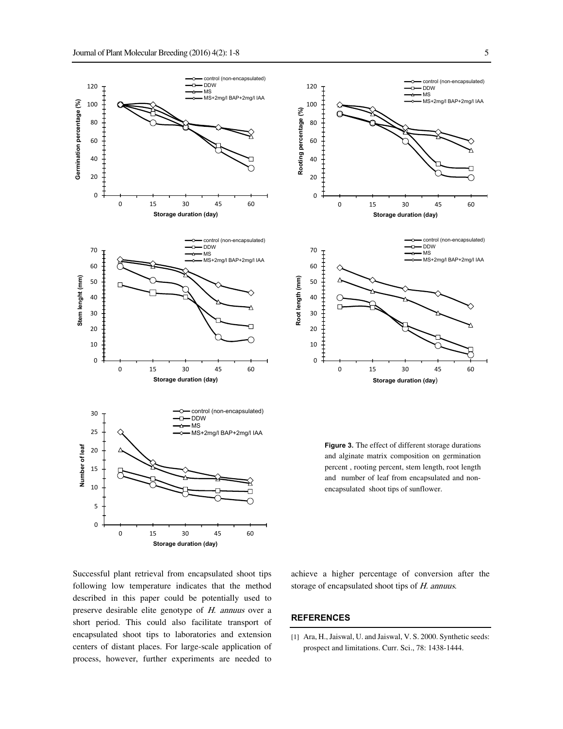**Figure 3.** The effect of different storage durations and alginate matrix composition on germination percent , rooting percent, stem length, root length and number of leaf from encapsulated and non-encapsulated shoot tips of sunflower.

Successful plant retrieval from encapsulated shoot tips following low temperature indicates that the method described in this paper could be potentially used to preserve desirable elite genotype of *H. annuus* over a short period. This could also facilitate transport of encapsulated shoot tips to laboratories and extension centers of distant places. For large-scale application of process, however, further experiments are needed to achieve a higher percentage of conversion after the storage of encapsulated shoot tips of *H. annuus*.

## REFERENCES

[1] Ara, H., Jaiswal, U. and Jaiswal, V. S. 2000. Synthetic seeds: prospect and limitations. Curr. Sci., 78: 1438-1444.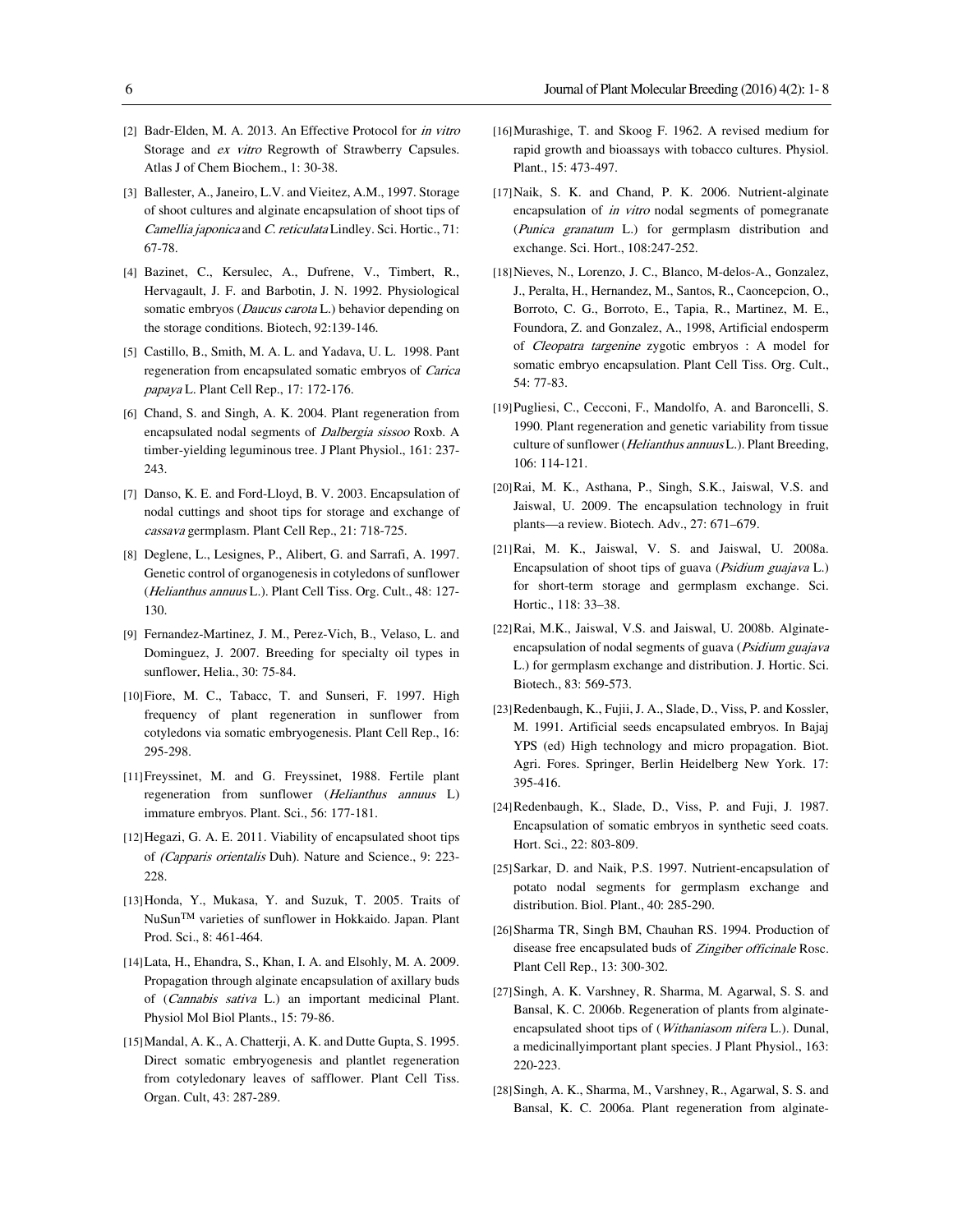[2] Badr-Elden, M. A. 2013. An Effective Protocol for *in vitro* Storage and *ex vitro* Regrowth of Strawberry Capsules. Atlas J of Chem Biochem., 1: 30-38.

[3] Ballester, A., Janeiro, L.V. and Vieitez, A.M., 1997. Storage of shoot cultures and alginate encapsulation of shoot tips of *Camellia japonica* and *C. reticulata* Lindley. Sci. Hortic., 71: 67-78.

[4] Bazinet, C., Kersulec, A., Dufrene, V., Timbert, R., Hervagault, J. F. and Barbotin, J. N. 1992. Physiological somatic embryos (*Daucus carota* L.) behavior depending on the storage conditions. Biotech, 92:139-146.

[5] Castillo, B., Smith, M. A. L. and Yadava, U. L. 1998. Pant regeneration from encapsulated somatic embryos of *Carica papaya* L. Plant Cell Rep., 17: 172-176.

[6] Chand, S. and Singh, A. K. 2004. Plant regeneration from encapsulated nodal segments of *Dalbergia sissoo* Roxb. A timber-yielding leguminous tree. J Plant Physiol., 161: 237-243.

[7] Danso, K. E. and Ford-Lloyd, B. V. 2003. Encapsulation of nodal cuttings and shoot tips for storage and exchange of *cassava* germplasm. Plant Cell Rep., 21: 718-725.

[8] Deglene, L., Lesignes, P., Alibert, G. and Sarrafi, A. 1997. Genetic control of organogenesis in cotyledons of sunflower (*Helianthus annuus* L.). Plant Cell Tiss. Org. Cult., 48: 127-130.

[9] Fernandez-Martinez, J. M., Perez-Vich, B., Velaso, L. and Dominguez, J. 2007. Breeding for specialty oil types in sunflower. Helia., 30: 75-84.

[10] Fiore, M. C., Tabacc, T. and Sunseri, F. 1997. High frequency of plant regeneration in sunflower from cotyledons via somatic embryogenesis. Plant Cell Rep., 16: 295-298.

[11] Freyssinet, M. and G. Freyssinet, 1988. Fertile plant regeneration from sunflower (*Helianthus annuus* L) immature embryos. Plant. Sci., 56: 177-181.

[12] Hegazi, G. A. E. 2011. Viability of encapsulated shoot tips of *(Capparis orientalis* Duh). Nature and Science., 9: 223-228.

[13] Honda, Y., Mukasa, Y. and Suzuk, T. 2005. Traits of NuSun$^{TM}$ varieties of sunflower in Hokkaido. Japan. Plant Prod. Sci., 8: 461-464.

[14] Lata, H., Ehandra, S., Khan, I. A. and Elsohly, M. A. 2009. Propagation through alginate encapsulation of axillary buds of (*Cannabis sativa* L.) an important medicinal Plant. Physiol Mol Biol Plants., 15: 79-86.

[15] Mandal, A. K., A. Chatterji, A. K. and Dutte Gupta, S. 1995. Direct somatic embryogenesis and plantlet regeneration from cotyledonary leaves of safflower. Plant Cell Tiss. Organ. Cult, 43: 287-289.

[16] Murashige, T. and Skoog F. 1962. A revised medium for rapid growth and bioassays with tobacco cultures. Physiol. Plant., 15: 473-497.

[17] Naik, S. K. and Chand, P. K. 2006. Nutrient-alginate encapsulation of *in vitro* nodal segments of pomegranate (*Punica granatum* L.) for germplasm distribution and exchange. Sci. Hort., 108:247-252.

[18] Nieves, N., Lorenzo, J. C., Blanco, M-delos-A., Gonzalez, J., Peralta, H., Hernandez, M., Santos, R., Caoncepcion, O., Borroto, C. G., Borroto, E., Tapia, R., Martinez, M. E., Foundora, Z. and Gonzalez, A., 1998, Artificial endosperm of *Cleopatra targenine* zygotic embryos : A model for somatic embryo encapsulation. Plant Cell Tiss. Org. Cult., 54: 77-83.

[19] Pugliesi, C., Cecconi, F., Mandolfo, A. and Baroncelli, S. 1990. Plant regeneration and genetic variability from tissue culture of sunflower (*Helianthus annuus* L.). Plant Breeding, 106: 114-121.

[20] Rai, M. K., Asthana, P., Singh, S.K., Jaiswal, V.S. and Jaiswal, U. 2009. The encapsulation technology in fruit plants—a review. Biotech. Adv., 27: 671–679.

[21] Rai, M. K., Jaiswal, V. S. and Jaiswal, U. 2008a. Encapsulation of shoot tips of guava (*Psidium guajava* L.) for short-term storage and germplasm exchange. Sci. Hortic., 118: 33–38.

[22] Rai, M.K., Jaiswal, V.S. and Jaiswal, U. 2008b. Alginate-encapsulation of nodal segments of guava (*Psidium guajava* L.) for germplasm exchange and distribution. J. Hortic. Sci. Biotech., 83: 569-573.

[23] Redenbaugh, K., Fujii, J. A., Slade, D., Viss, P. and Kossler, M. 1991. Artificial seeds encapsulated embryos. In Bajaj YPS (ed) High technology and micro propagation. Biot. Agri. Fores. Springer, Berlin Heidelberg New York. 17: 395-416.

[24] Redenbaugh, K., Slade, D., Viss, P. and Fuji, J. 1987. Encapsulation of somatic embryos in synthetic seed coats. Hort. Sci., 22: 803-809.

[25] Sarkar, D. and Naik, P.S. 1997. Nutrient-encapsulation of potato nodal segments for germplasm exchange and distribution. Biol. Plant., 40: 285-290.

[26] Sharma TR, Singh BM, Chauhan RS. 1994. Production of disease free encapsulated buds of *Zingiber officinale* Rosc. Plant Cell Rep., 13: 300-302.

[27] Singh, A. K. Varshney, R. Sharma, M. Agarwal, S. S. and Bansal, K. C. 2006b. Regeneration of plants from alginate-encapsulated shoot tips of (*Withaniasom nifera* L.). Dunal, a medicinallyimportant plant species. J Plant Physiol., 163: 220-223.

[28] Singh, A. K., Sharma, M., Varshney, R., Agarwal, S. S. and Bansal, K. C. 2006a. Plant regeneration from alginate-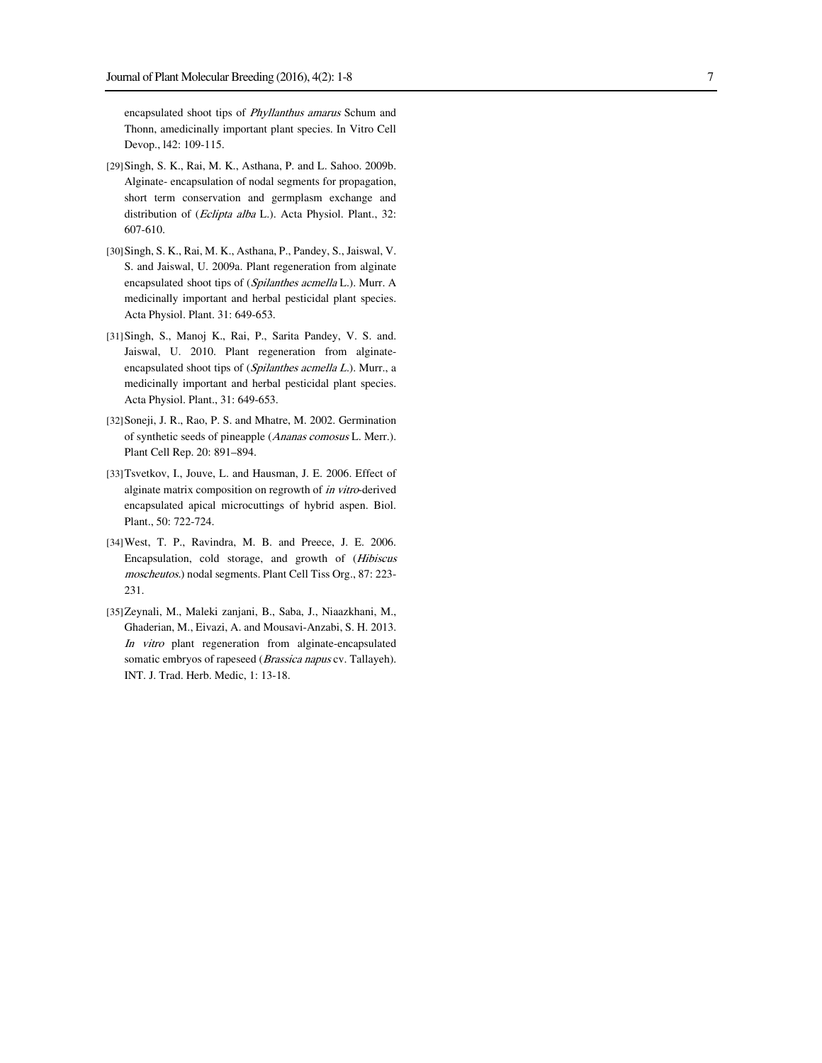encapsulated shoot tips of *Phyllanthus amarus* Schum and Thonn, amedicinally important plant species. In Vitro Cell Devop., l42: 109-115.

[29] Singh, S. K., Rai, M. K., Asthana, P. and L. Sahoo. 2009b. Alginate- encapsulation of nodal segments for propagation, short term conservation and germplasm exchange and distribution of (*Eclipta alba* L.). Acta Physiol. Plant., 32: 607-610.

[30] Singh, S. K., Rai, M. K., Asthana, P., Pandey, S., Jaiswal, V. S. and Jaiswal, U. 2009a. Plant regeneration from alginate encapsulated shoot tips of (*Spilanthes acmella* L.). Murr. A medicinally important and herbal pesticidal plant species. Acta Physiol. Plant. 31: 649-653.

[31] Singh, S., Manoj K., Rai, P., Sarita Pandey, V. S. and. Jaiswal, U. 2010. Plant regeneration from alginate-encapsulated shoot tips of (*Spilanthes acmella L.*). Murr., a medicinally important and herbal pesticidal plant species. Acta Physiol. Plant., 31: 649-653.

[32] Soneji, J. R., Rao, P. S. and Mhatre, M. 2002. Germination of synthetic seeds of pineapple (*Ananas comosus* L. Merr.). Plant Cell Rep. 20: 891–894.

[33] Tsvetkov, I., Jouve, L. and Hausman, J. E. 2006. Effect of alginate matrix composition on regrowth of *in vitro*-derived encapsulated apical microcuttings of hybrid aspen. Biol. Plant., 50: 722-724.

[34] West, T. P., Ravindra, M. B. and Preece, J. E. 2006. Encapsulation, cold storage, and growth of (*Hibiscus moscheutos.*) nodal segments. Plant Cell Tiss Org., 87: 223-231.

[35] Zeynali, M., Maleki zanjani, B., Saba, J., Niaazkhani, M., Ghaderian, M., Eivazi, A. and Mousavi-Anzabi, S. H. 2013. *In vitro* plant regeneration from alginate-encapsulated somatic embryos of rapeseed (*Brassica napus* cv. Tallayeh). INT. J. Trad. Herb. Medic, 1: 13-18.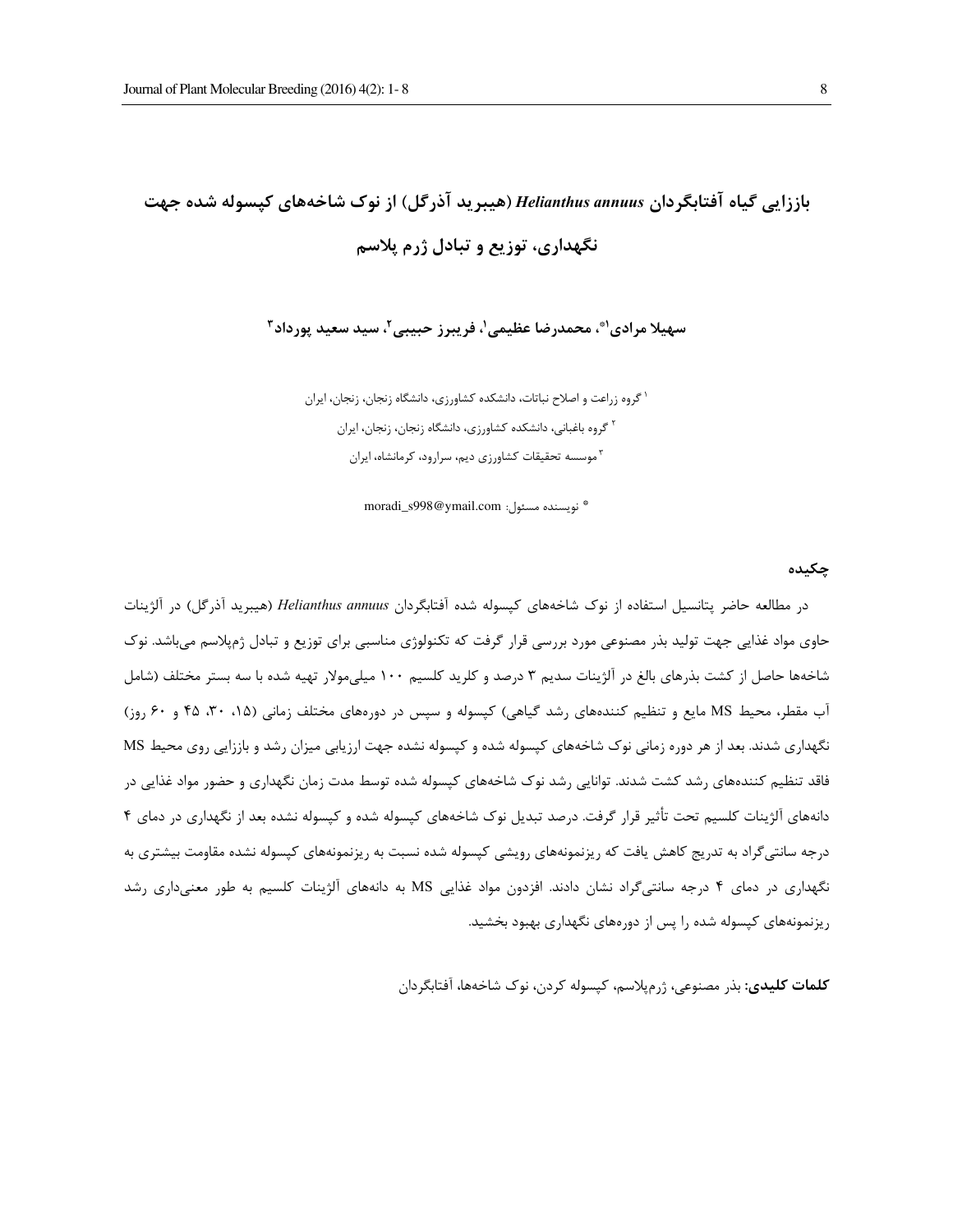# باززایی گیاه آفتابگردان *Helianthus annuus* (هیبرید آذرگل) از نوک شاخه‌های کپسوله شده جهت نگهداری، توزیع و تبادل ژرم پلاسم

**سهیلا مرادی[1*]، محمدرضا عظیمی[1]، فریبرز حبیبی[2]، سید سعید پورداد[3]**

[1] گروه زراعت و اصلاح نباتات، دانشکده کشاورزی، دانشگاه زنجان، زنجان، ایران

[2] گروه باغبانی، دانشکده کشاورزی، دانشگاه زنجان، زنجان، ایران

[3] موسسه تحقیقات کشاورزی دیم، سرارود، کرمانشاه، ایران

* نویسنده مسئول: moradi_s998@ymail.com

## چکیده

در مطالعه حاضر پتانسیل استفاده از نوک شاخه‌های کپسوله شده آفتابگردان *Helianthus annuus* (هیبرید آذرگل) در آلژینات حاوی مواد غذایی جهت تولید بذر مصنوعی مورد بررسی قرار گرفت که تکنولوژی مناسبی برای توزیع و تبادل ژرم‌پلاسم می‌باشد. نوک شاخه‌ها حاصل از کشت بذرهای بالغ در آلژینات سدیم ۳ درصد و کلرید کلسیم ۱۰۰ میلی‌مولار تهیه شده با سه بستر مختلف (شامل آب مقطر، محیط MS مایع و تنظیم کننده‌های رشد گیاهی) کپسوله و سپس در دوره‌های مختلف زمانی (۱۵، ۳۰، ۴۵ و ۶۰ روز) نگهداری شدند. بعد از هر دوره زمانی نوک شاخه‌های کپسوله شده و کپسوله نشده جهت ارزیابی میزان رشد و بازرایی روی محیط MS فاقد تنظیم کننده‌های رشد کشت شدند. توانایی رشد نوک شاخه‌های کپسوله شده توسط مدت زمان نگهداری و حضور مواد غذایی در دانه‌های آلژینات کلسیم تحت تأثیر قرار گرفت. درصد تبدیل نوک شاخه‌های کپسوله شده و کپسوله نشده بعد از نگهداری در دمای ۴ درجه سانتی‌گراد به تدریج کاهش یافت که ریزنمونه‌های رویشی کپسوله شده نسبت به ریزنمونه‌های کپسوله نشده مقاومت بیشتری به نگهداری در دمای ۴ درجه سانتی‌گراد نشان دادند. افزودن مواد غذایی MS به دانه‌های آلژینات کلسیم به طور معنی‌داری رشد ریزنمونه‌های کپسوله شده را پس از دوره‌های نگهداری بهبود بخشید.

**کلمات کلیدی:** بذر مصنوعی، ژرم‌پلاسم، کپسوله کردن، نوک شاخه‌ها، آفتابگردان